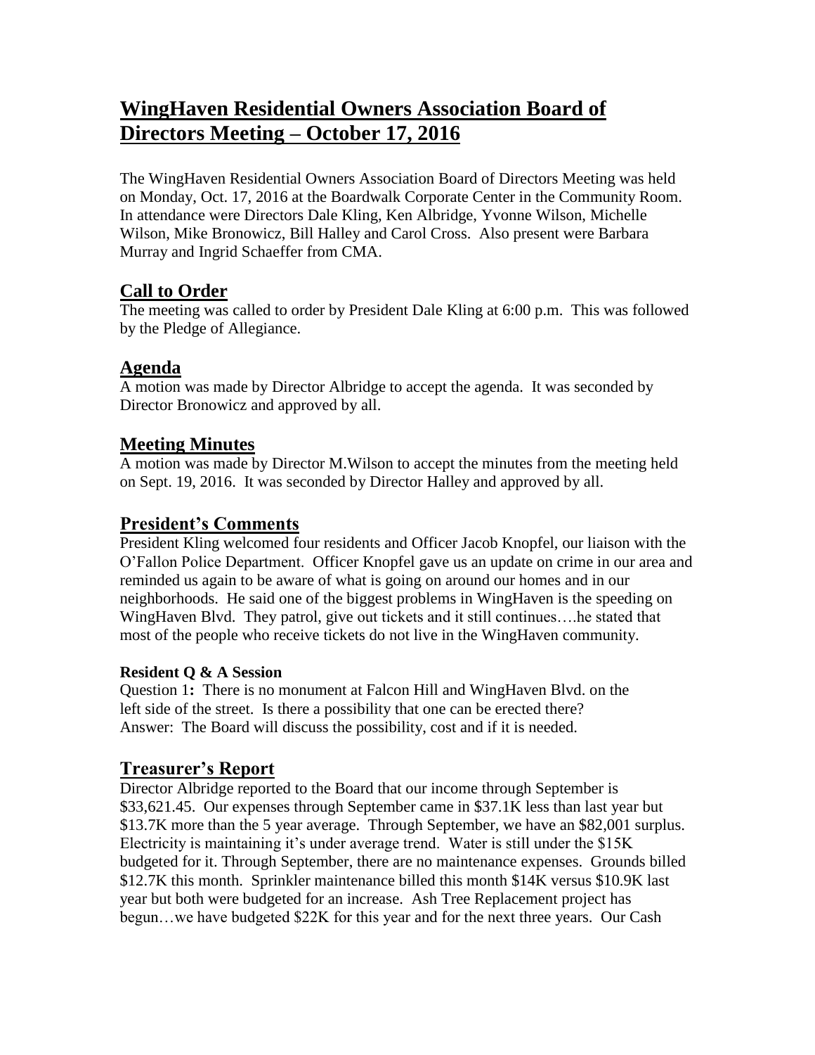# WingHaven Residential Owners Association Board of Directors Meeting – October 17, 2016

The WingHaven Residential Owners Association Board of Directors Meeting was held on Monday, Oct. 17, 2016 at the Boardwalk Corporate Center in the Community Room. In attendance were Directors Dale Kling, Ken Albridge, Yvonne Wilson, Michelle Wilson, Mike Bronowicz, Bill Halley and Carol Cross. Also present were Barbara Murray and Ingrid Schaeffer from CMA.

## Call to Order

The meeting was called to order by President Dale Kling at 6:00 p.m. This was followed by the Pledge of Allegiance.

## Agenda

A motion was made by Director Albridge to accept the agenda. It was seconded by Director Bronowicz and approved by all.

## Meeting Minutes

A motion was made by Director M.Wilson to accept the minutes from the meeting held on Sept. 19, 2016. It was seconded by Director Halley and approved by all.

## President's Comments

President Kling welcomed four residents and Officer Jacob Knopfel, our liaison with the O'Fallon Police Department. Officer Knopfel gave us an update on crime in our area and reminded us again to be aware of what is going on around our homes and in our neighborhoods. He said one of the biggest problems in WingHaven is the speeding on WingHaven Blvd. They patrol, give out tickets and it still continues….he stated that most of the people who receive tickets do not live in the WingHaven community.

### Resident Q & A Session

Question 1**:** There is no monument at Falcon Hill and WingHaven Blvd. on the left side of the street. Is there a possibility that one can be erected there?
Answer: The Board will discuss the possibility, cost and if it is needed.

## Treasurer's Report

Director Albridge reported to the Board that our income through September is $33,621.45. Our expenses through September came in $37.1K less than last year but $13.7K more than the 5 year average. Through September, we have an $82,001 surplus. Electricity is maintaining it's under average trend. Water is still under the $15K budgeted for it. Through September, there are no maintenance expenses. Grounds billed $12.7K this month. Sprinkler maintenance billed this month $14K versus $10.9K last year but both were budgeted for an increase. Ash Tree Replacement project has begun…we have budgeted $22K for this year and for the next three years. Our Cash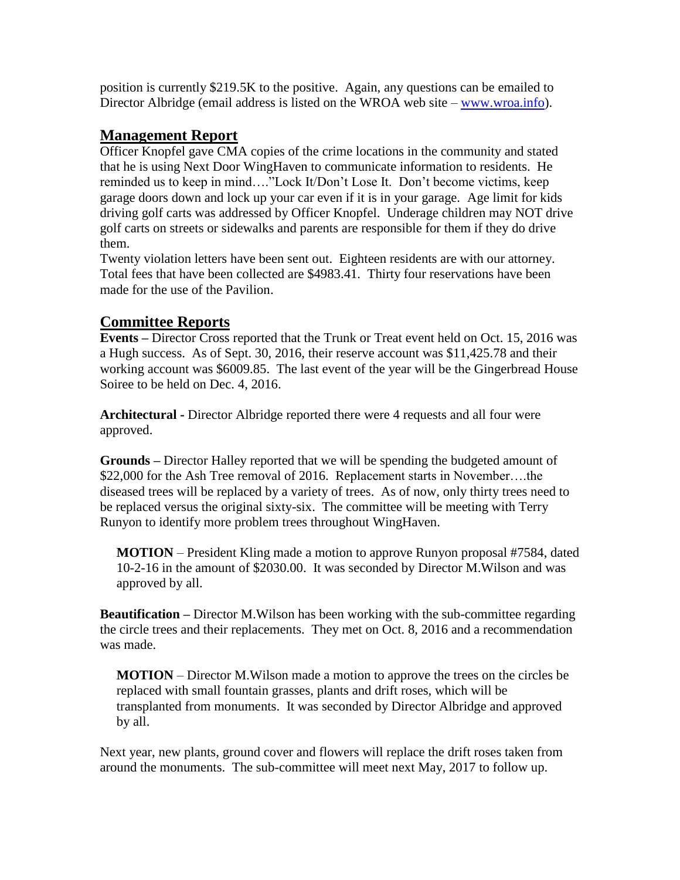position is currently $219.5K to the positive. Again, any questions can be emailed to Director Albridge (email address is listed on the WROA web site – www.wroa.info).

## Management Report

Officer Knopfel gave CMA copies of the crime locations in the community and stated that he is using Next Door WingHaven to communicate information to residents. He reminded us to keep in mind…."Lock It/Don't Lose It. Don't become victims, keep garage doors down and lock up your car even if it is in your garage. Age limit for kids driving golf carts was addressed by Officer Knopfel. Underage children may NOT drive golf carts on streets or sidewalks and parents are responsible for them if they do drive them.

Twenty violation letters have been sent out. Eighteen residents are with our attorney. Total fees that have been collected are $4983.41. Thirty four reservations have been made for the use of the Pavilion.

## Committee Reports

**Events –** Director Cross reported that the Trunk or Treat event held on Oct. 15, 2016 was a Hugh success. As of Sept. 30, 2016, their reserve account was $11,425.78 and their working account was $6009.85. The last event of the year will be the Gingerbread House Soiree to be held on Dec. 4, 2016.

**Architectural -** Director Albridge reported there were 4 requests and all four were approved.

**Grounds –** Director Halley reported that we will be spending the budgeted amount of $22,000 for the Ash Tree removal of 2016. Replacement starts in November….the diseased trees will be replaced by a variety of trees. As of now, only thirty trees need to be replaced versus the original sixty-six. The committee will be meeting with Terry Runyon to identify more problem trees throughout WingHaven.

> **MOTION** – President Kling made a motion to approve Runyon proposal #7584, dated 10-2-16 in the amount of $2030.00. It was seconded by Director M.Wilson and was approved by all.

**Beautification –** Director M.Wilson has been working with the sub-committee regarding the circle trees and their replacements. They met on Oct. 8, 2016 and a recommendation was made.

> **MOTION** – Director M.Wilson made a motion to approve the trees on the circles be replaced with small fountain grasses, plants and drift roses, which will be transplanted from monuments. It was seconded by Director Albridge and approved by all.

Next year, new plants, ground cover and flowers will replace the drift roses taken from around the monuments. The sub-committee will meet next May, 2017 to follow up.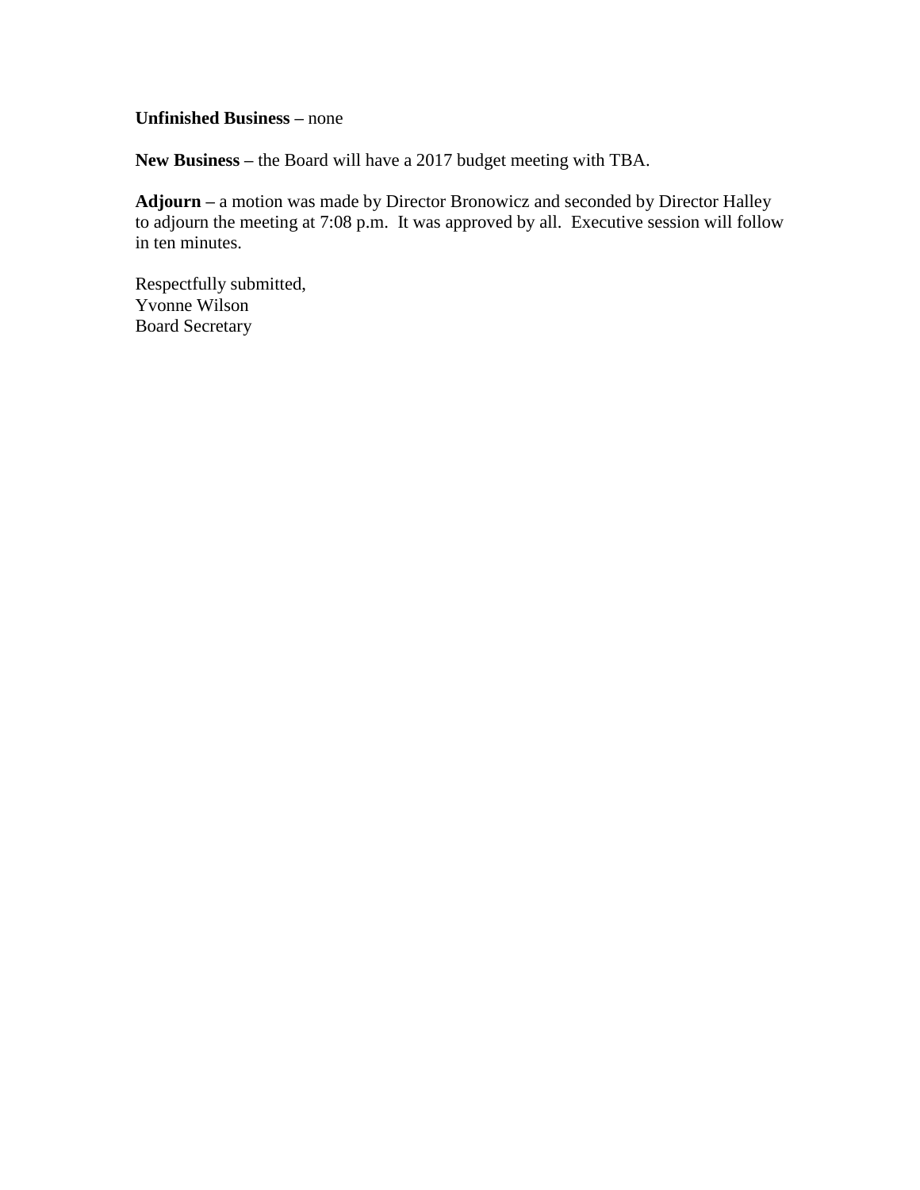**Unfinished Business –** none

**New Business –** the Board will have a 2017 budget meeting with TBA.

**Adjourn –** a motion was made by Director Bronowicz and seconded by Director Halley to adjourn the meeting at 7:08 p.m. It was approved by all. Executive session will follow in ten minutes.

Respectfully submitted,
Yvonne Wilson
Board Secretary